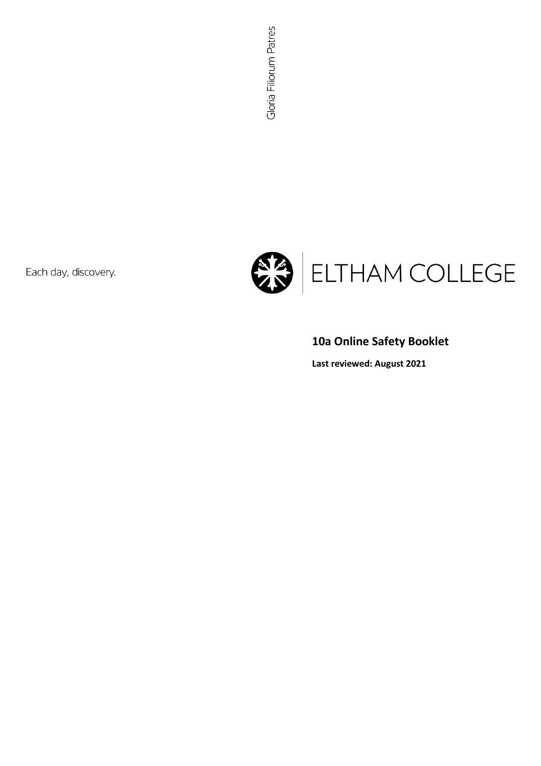Gloria Filiorum Patres

Each day, discovery.

ELTHAM COLLEGE

## 10a Online Safety Booklet

**Last reviewed: August 2021**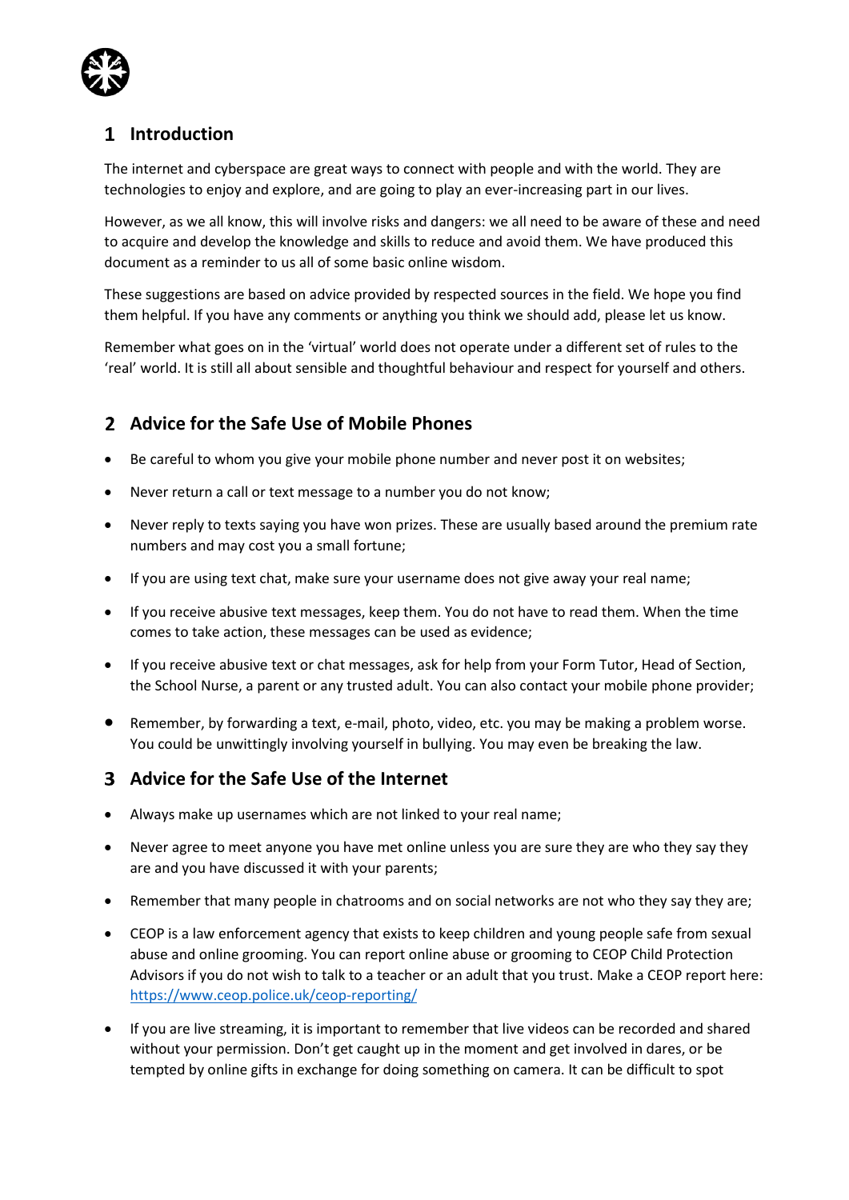## 1 Introduction

The internet and cyberspace are great ways to connect with people and with the world. They are technologies to enjoy and explore, and are going to play an ever-increasing part in our lives.

However, as we all know, this will involve risks and dangers: we all need to be aware of these and need to acquire and develop the knowledge and skills to reduce and avoid them. We have produced this document as a reminder to us all of some basic online wisdom.

These suggestions are based on advice provided by respected sources in the field. We hope you find them helpful. If you have any comments or anything you think we should add, please let us know.

Remember what goes on in the 'virtual' world does not operate under a different set of rules to the 'real' world. It is still all about sensible and thoughtful behaviour and respect for yourself and others.

## 2 Advice for the Safe Use of Mobile Phones

- Be careful to whom you give your mobile phone number and never post it on websites;
- Never return a call or text message to a number you do not know;
- Never reply to texts saying you have won prizes. These are usually based around the premium rate numbers and may cost you a small fortune;
- If you are using text chat, make sure your username does not give away your real name;
- If you receive abusive text messages, keep them. You do not have to read them. When the time comes to take action, these messages can be used as evidence;
- If you receive abusive text or chat messages, ask for help from your Form Tutor, Head of Section, the School Nurse, a parent or any trusted adult. You can also contact your mobile phone provider;
- Remember, by forwarding a text, e-mail, photo, video, etc. you may be making a problem worse. You could be unwittingly involving yourself in bullying. You may even be breaking the law.

## 3 Advice for the Safe Use of the Internet

- Always make up usernames which are not linked to your real name;
- Never agree to meet anyone you have met online unless you are sure they are who they say they are and you have discussed it with your parents;
- Remember that many people in chatrooms and on social networks are not who they say they are;
- CEOP is a law enforcement agency that exists to keep children and young people safe from sexual abuse and online grooming. You can report online abuse or grooming to CEOP Child Protection Advisors if you do not wish to talk to a teacher or an adult that you trust. Make a CEOP report here: https://www.ceop.police.uk/ceop-reporting/
- If you are live streaming, it is important to remember that live videos can be recorded and shared without your permission. Don't get caught up in the moment and get involved in dares, or be tempted by online gifts in exchange for doing something on camera. It can be difficult to spot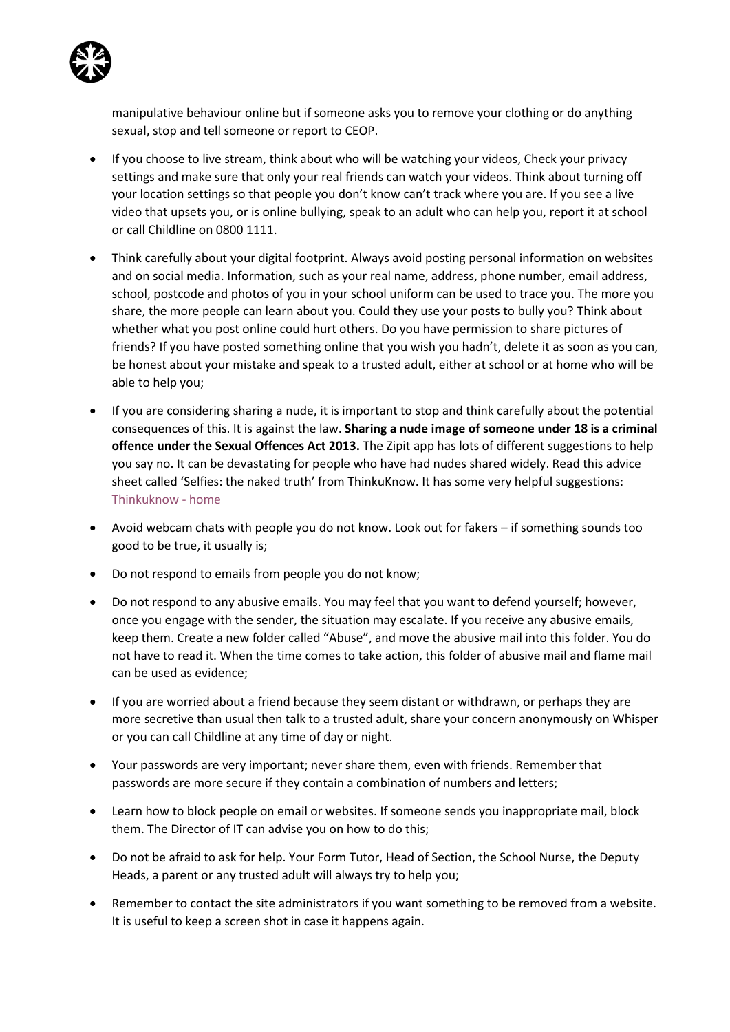manipulative behaviour online but if someone asks you to remove your clothing or do anything sexual, stop and tell someone or report to CEOP.

- If you choose to live stream, think about who will be watching your videos, Check your privacy settings and make sure that only your real friends can watch your videos. Think about turning off your location settings so that people you don't know can't track where you are. If you see a live video that upsets you, or is online bullying, speak to an adult who can help you, report it at school or call Childline on 0800 1111.
- Think carefully about your digital footprint. Always avoid posting personal information on websites and on social media. Information, such as your real name, address, phone number, email address, school, postcode and photos of you in your school uniform can be used to trace you. The more you share, the more people can learn about you. Could they use your posts to bully you? Think about whether what you post online could hurt others. Do you have permission to share pictures of friends? If you have posted something online that you wish you hadn't, delete it as soon as you can, be honest about your mistake and speak to a trusted adult, either at school or at home who will be able to help you;
- If you are considering sharing a nude, it is important to stop and think carefully about the potential consequences of this. It is against the law. **Sharing a nude image of someone under 18 is a criminal offence under the Sexual Offences Act 2013.** The Zipit app has lots of different suggestions to help you say no. It can be devastating for people who have had nudes shared widely. Read this advice sheet called 'Selfies: the naked truth' from ThinkuKnow. It has some very helpful suggestions: Thinkuknow - home
- Avoid webcam chats with people you do not know. Look out for fakers – if something sounds too good to be true, it usually is;
- Do not respond to emails from people you do not know;
- Do not respond to any abusive emails. You may feel that you want to defend yourself; however, once you engage with the sender, the situation may escalate. If you receive any abusive emails, keep them. Create a new folder called "Abuse", and move the abusive mail into this folder. You do not have to read it. When the time comes to take action, this folder of abusive mail and flame mail can be used as evidence;
- If you are worried about a friend because they seem distant or withdrawn, or perhaps they are more secretive than usual then talk to a trusted adult, share your concern anonymously on Whisper or you can call Childline at any time of day or night.
- Your passwords are very important; never share them, even with friends. Remember that passwords are more secure if they contain a combination of numbers and letters;
- Learn how to block people on email or websites. If someone sends you inappropriate mail, block them. The Director of IT can advise you on how to do this;
- Do not be afraid to ask for help. Your Form Tutor, Head of Section, the School Nurse, the Deputy Heads, a parent or any trusted adult will always try to help you;
- Remember to contact the site administrators if you want something to be removed from a website. It is useful to keep a screen shot in case it happens again.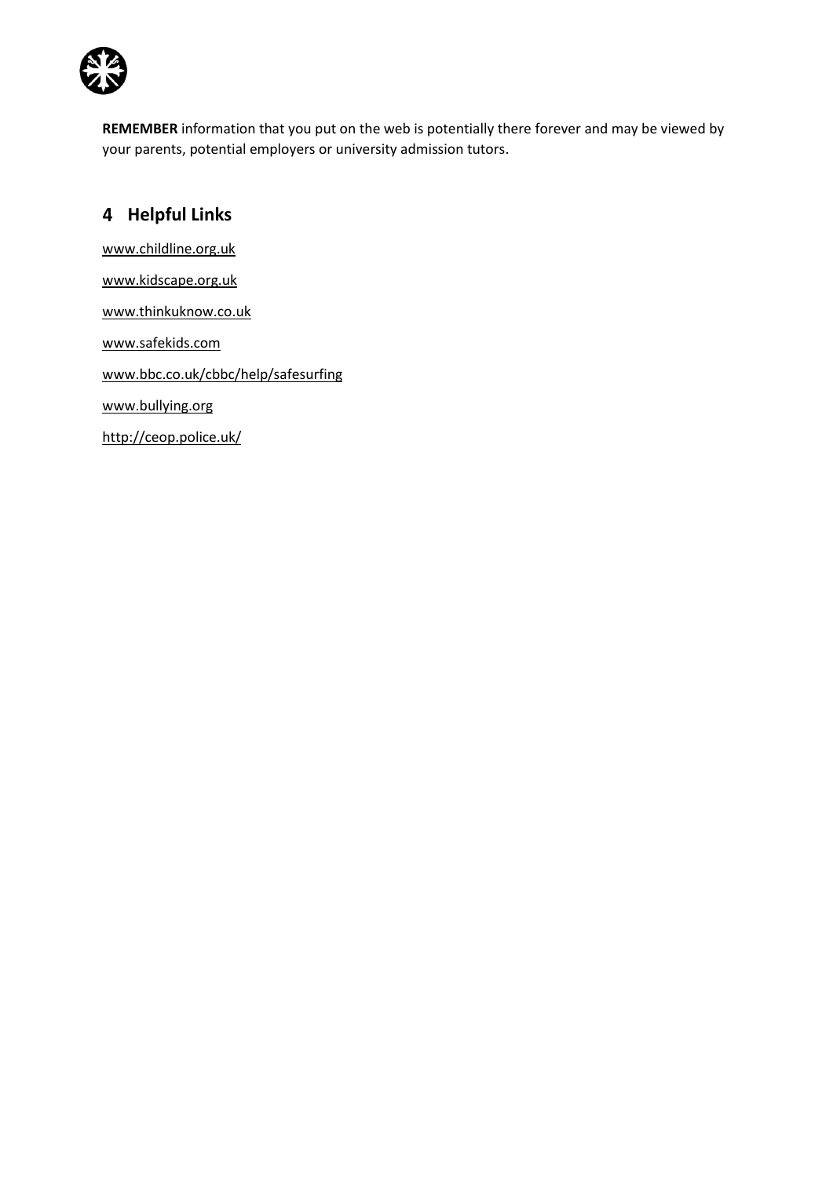**REMEMBER** information that you put on the web is potentially there forever and may be viewed by your parents, potential employers or university admission tutors.

## 4 Helpful Links

www.childline.org.uk

www.kidscape.org.uk

www.thinkuknow.co.uk

www.safekids.com

www.bbc.co.uk/cbbc/help/safesurfing

www.bullying.org

http://ceop.police.uk/